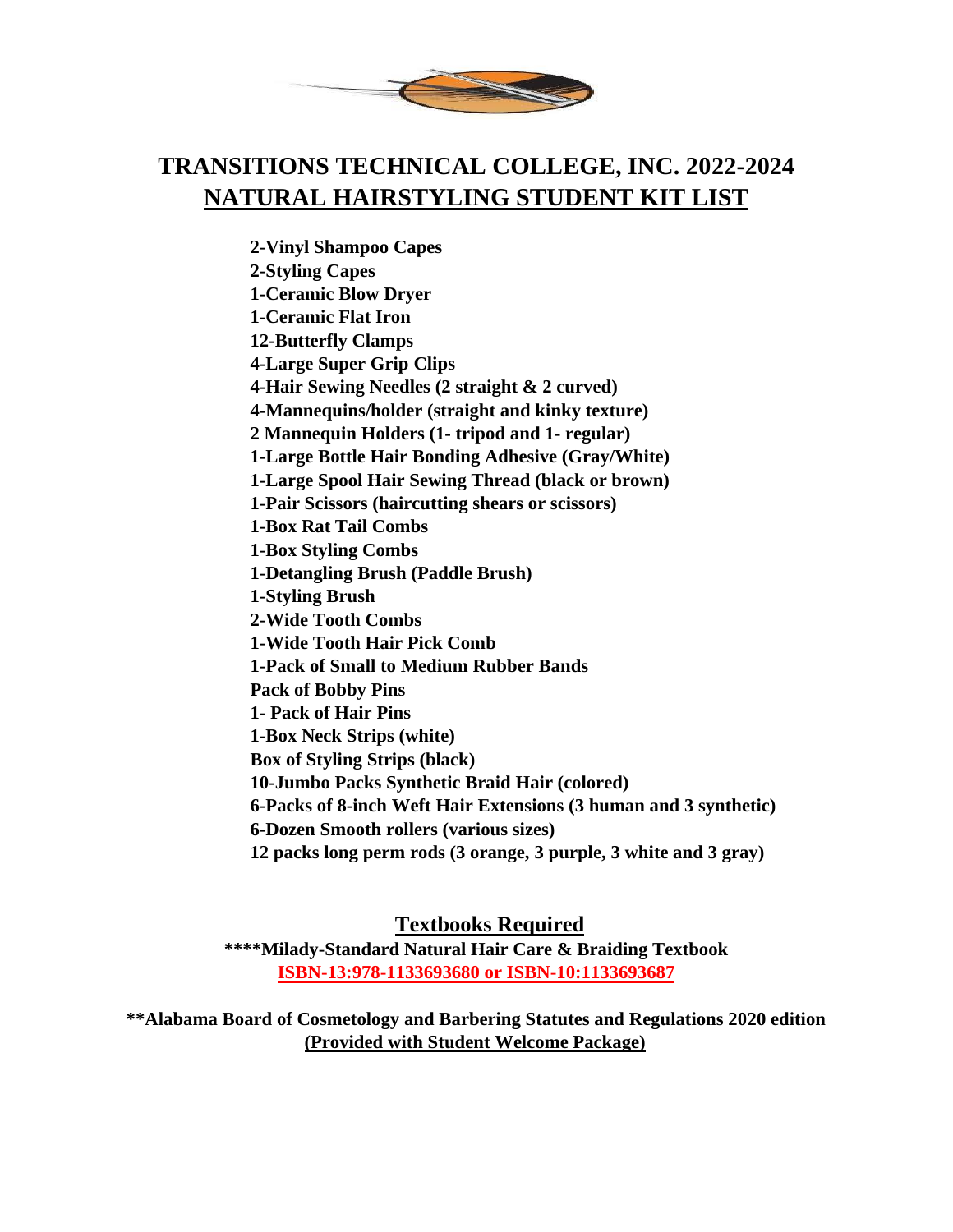# TRANSITIONS TECHNICAL COLLEGE, INC. 2022-2024

## NATURAL HAIRSTYLING STUDENT KIT LIST

**2-Vinyl Shampoo Capes**
**2-Styling Capes**
**1-Ceramic Blow Dryer**
**1-Ceramic Flat Iron**
**12-Butterfly Clamps**
**4-Large Super Grip Clips**
**4-Hair Sewing Needles (2 straight & 2 curved)**
**4-Mannequins/holder (straight and kinky texture)**
**2 Mannequin Holders (1- tripod and 1- regular)**
**1-Large Bottle Hair Bonding Adhesive (Gray/White)**
**1-Large Spool Hair Sewing Thread (black or brown)**
**1-Pair Scissors (haircutting shears or scissors)**
**1-Box Rat Tail Combs**
**1-Box Styling Combs**
**1-Detangling Brush (Paddle Brush)**
**1-Styling Brush**
**2-Wide Tooth Combs**
**1-Wide Tooth Hair Pick Comb**
**1-Pack of Small to Medium Rubber Bands**
**Pack of Bobby Pins**
**1- Pack of Hair Pins**
**1-Box Neck Strips (white)**
**Box of Styling Strips (black)**
**10-Jumbo Packs Synthetic Braid Hair (colored)**
**6-Packs of 8-inch Weft Hair Extensions (3 human and 3 synthetic)**
**6-Dozen Smooth rollers (various sizes)**
**12 packs long perm rods (3 orange, 3 purple, 3 white and 3 gray)**

## Textbooks Required

**\*\*\*\*Milady-Standard Natural Hair Care & Braiding Textbook**
**ISBN-13:978-1133693680 or ISBN-10:1133693687**

**\*\*Alabama Board of Cosmetology and Barbering Statutes and Regulations 2020 edition**
**(Provided with Student Welcome Package)**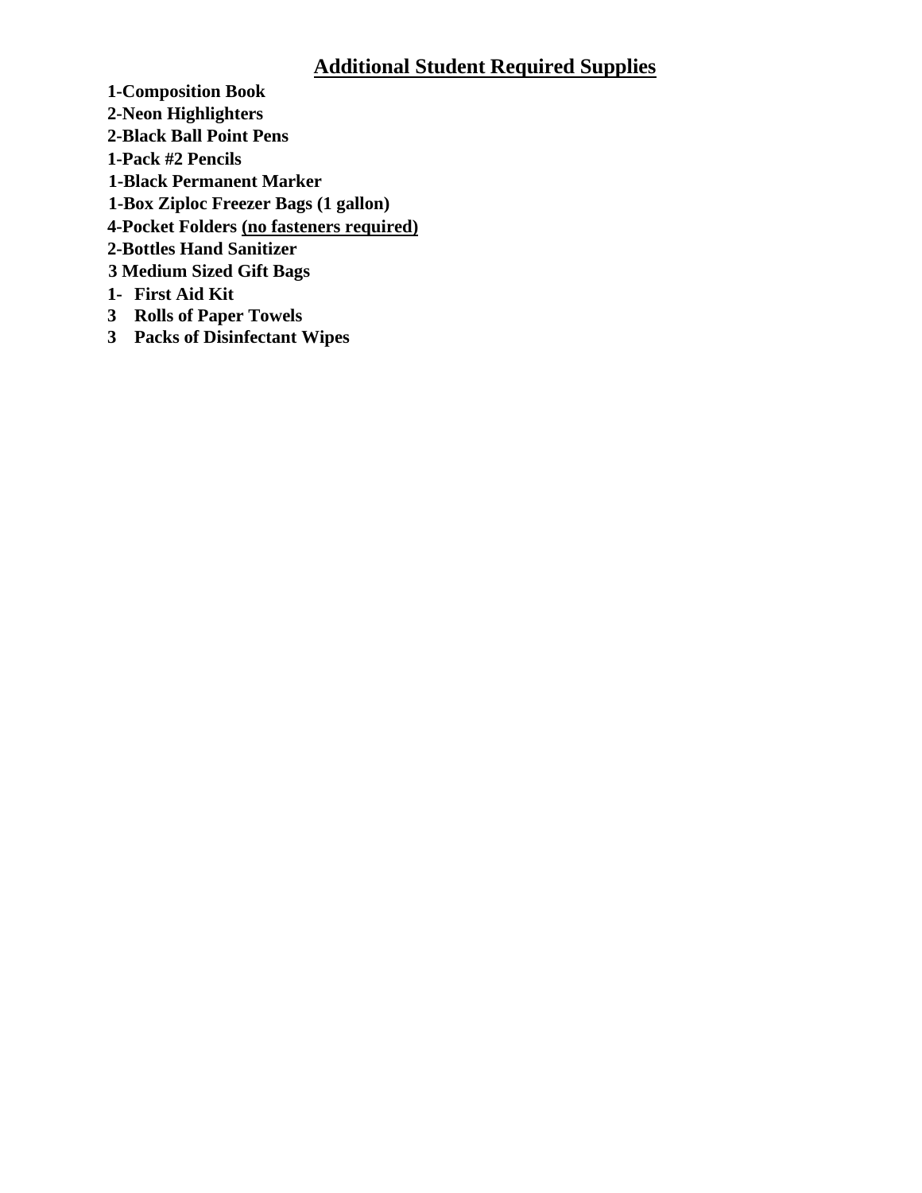## Additional Student Required Supplies

**1-Composition Book**
**2-Neon Highlighters**
**2-Black Ball Point Pens**
**1-Pack #2 Pencils**
**1-Black Permanent Marker**
**1-Box Ziploc Freezer Bags (1 gallon)**
**4-Pocket Folders <u>(no fasteners required)</u>**
**2-Bottles Hand Sanitizer**
**3 Medium Sized Gift Bags**
**1- First Aid Kit**
**3 Rolls of Paper Towels**
**3 Packs of Disinfectant Wipes**